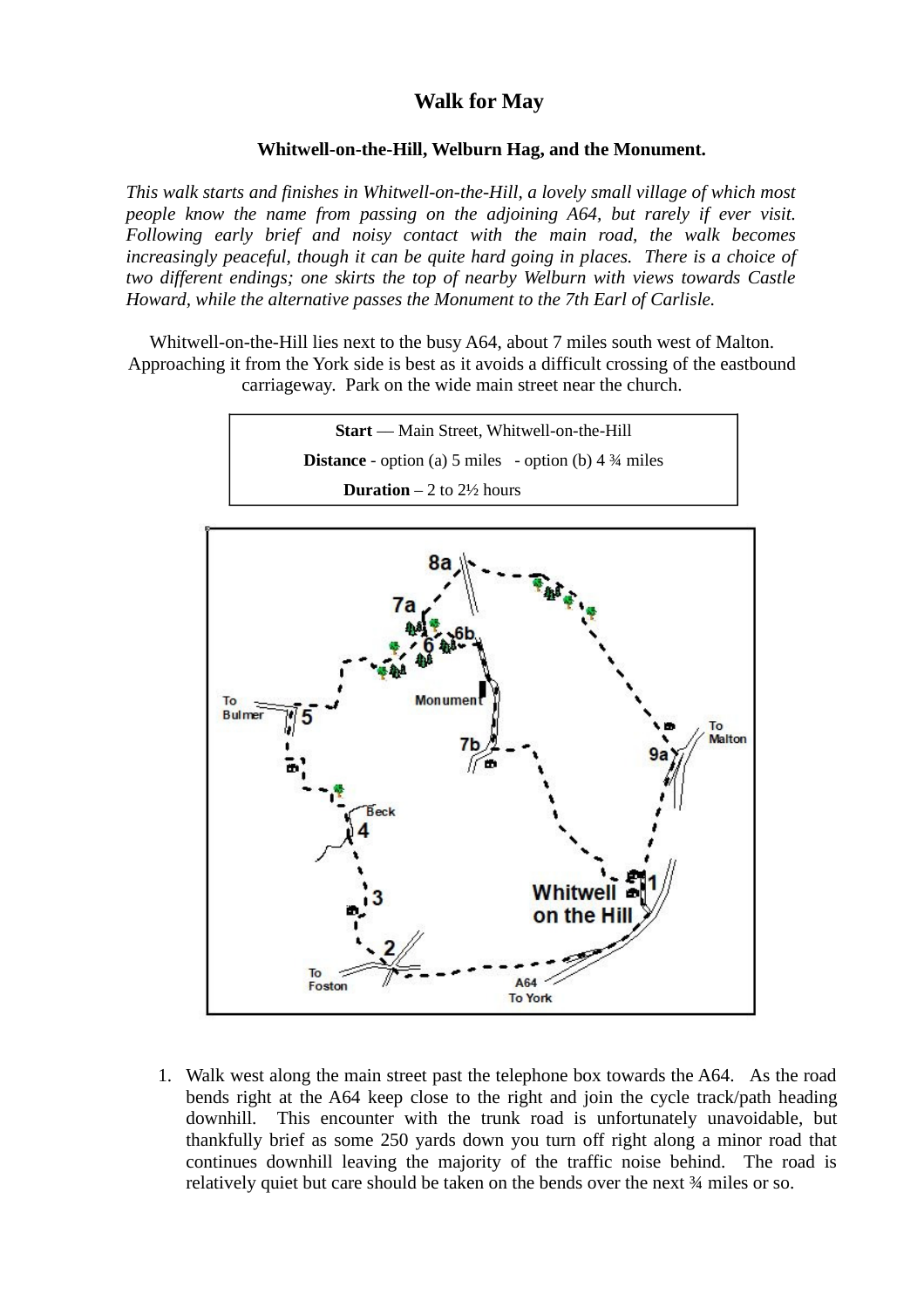# Walk for May

## Whitwell-on-the-Hill, Welburn Hag, and the Monument.

*This walk starts and finishes in Whitwell-on-the-Hill, a lovely small village of which most people know the name from passing on the adjoining A64, but rarely if ever visit. Following early brief and noisy contact with the main road, the walk becomes increasingly peaceful, though it can be quite hard going in places. There is a choice of two different endings; one skirts the top of nearby Welburn with views towards Castle Howard, while the alternative passes the Monument to the 7th Earl of Carlisle.*

Whitwell-on-the-Hill lies next to the busy A64, about 7 miles south west of Malton. Approaching it from the York side is best as it avoids a difficult crossing of the eastbound carriageway. Park on the wide main street near the church.

**Start** — Main Street, Whitwell-on-the-Hill

**Distance** - option (a) 5 miles - option (b) 4 ¾ miles

**Duration** – 2 to 2½ hours

1. Walk west along the main street past the telephone box towards the A64. As the road bends right at the A64 keep close to the right and join the cycle track/path heading downhill. This encounter with the trunk road is unfortunately unavoidable, but thankfully brief as some 250 yards down you turn off right along a minor road that continues downhill leaving the majority of the traffic noise behind. The road is relatively quiet but care should be taken on the bends over the next ¾ miles or so.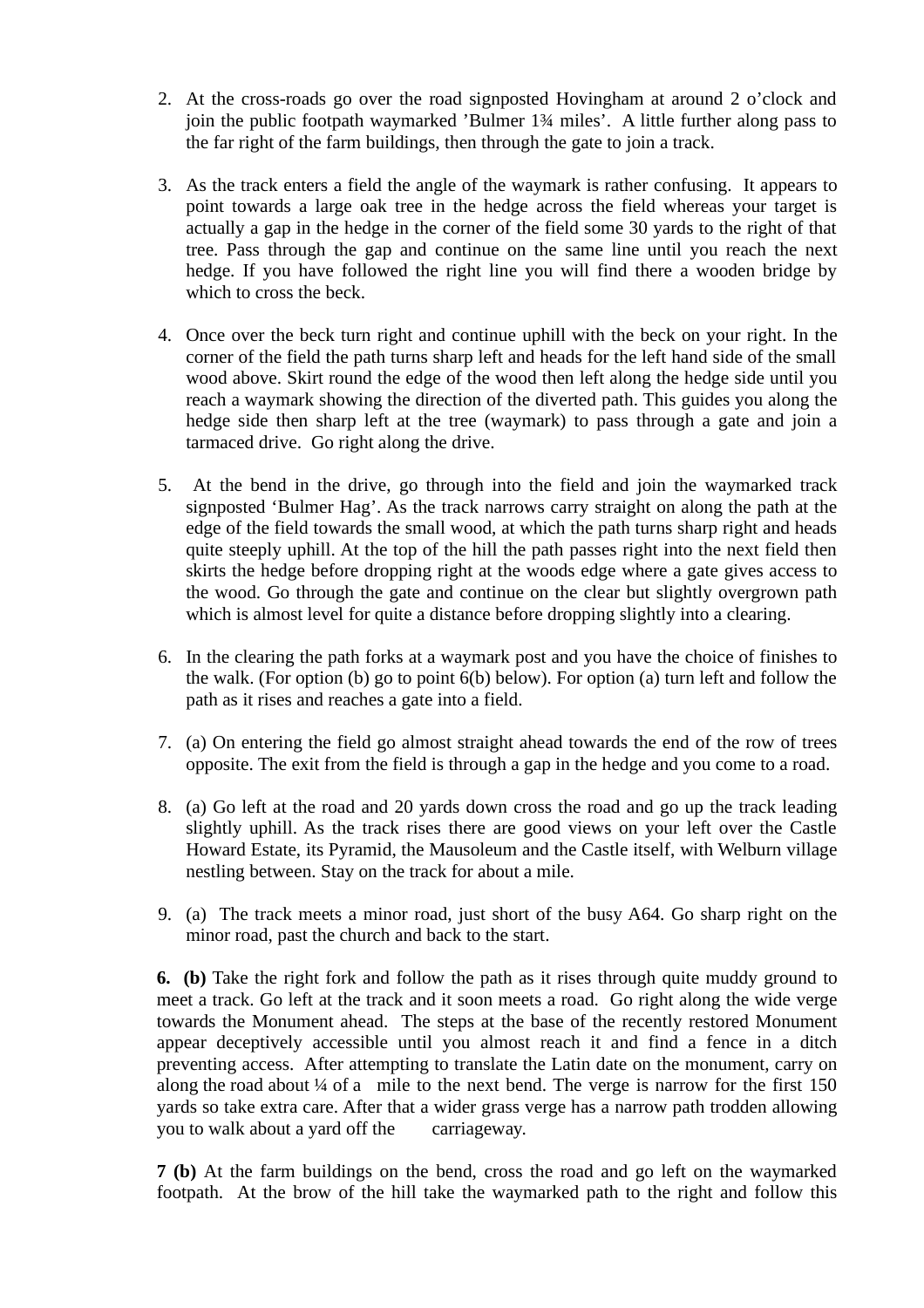2. At the cross-roads go over the road signposted Hovingham at around 2 o'clock and join the public footpath waymarked 'Bulmer 1¾ miles'. A little further along pass to the far right of the farm buildings, then through the gate to join a track.

3. As the track enters a field the angle of the waymark is rather confusing. It appears to point towards a large oak tree in the hedge across the field whereas your target is actually a gap in the hedge in the corner of the field some 30 yards to the right of that tree. Pass through the gap and continue on the same line until you reach the next hedge. If you have followed the right line you will find there a wooden bridge by which to cross the beck.

4. Once over the beck turn right and continue uphill with the beck on your right. In the corner of the field the path turns sharp left and heads for the left hand side of the small wood above. Skirt round the edge of the wood then left along the hedge side until you reach a waymark showing the direction of the diverted path. This guides you along the hedge side then sharp left at the tree (waymark) to pass through a gate and join a tarmaced drive. Go right along the drive.

5. At the bend in the drive, go through into the field and join the waymarked track signposted 'Bulmer Hag'. As the track narrows carry straight on along the path at the edge of the field towards the small wood, at which the path turns sharp right and heads quite steeply uphill. At the top of the hill the path passes right into the next field then skirts the hedge before dropping right at the woods edge where a gate gives access to the wood. Go through the gate and continue on the clear but slightly overgrown path which is almost level for quite a distance before dropping slightly into a clearing.

6. In the clearing the path forks at a waymark post and you have the choice of finishes to the walk. (For option (b) go to point 6(b) below). For option (a) turn left and follow the path as it rises and reaches a gate into a field.

7. (a) On entering the field go almost straight ahead towards the end of the row of trees opposite. The exit from the field is through a gap in the hedge and you come to a road.

8. (a) Go left at the road and 20 yards down cross the road and go up the track leading slightly uphill. As the track rises there are good views on your left over the Castle Howard Estate, its Pyramid, the Mausoleum and the Castle itself, with Welburn village nestling between. Stay on the track for about a mile.

9. (a) The track meets a minor road, just short of the busy A64. Go sharp right on the minor road, past the church and back to the start.

**6. (b)** Take the right fork and follow the path as it rises through quite muddy ground to meet a track. Go left at the track and it soon meets a road. Go right along the wide verge towards the Monument ahead. The steps at the base of the recently restored Monument appear deceptively accessible until you almost reach it and find a fence in a ditch preventing access. After attempting to translate the Latin date on the monument, carry on along the road about ¼ of a mile to the next bend. The verge is narrow for the first 150 yards so take extra care. After that a wider grass verge has a narrow path trodden allowing you to walk about a yard off the carriageway.

**7 (b)** At the farm buildings on the bend, cross the road and go left on the waymarked footpath. At the brow of the hill take the waymarked path to the right and follow this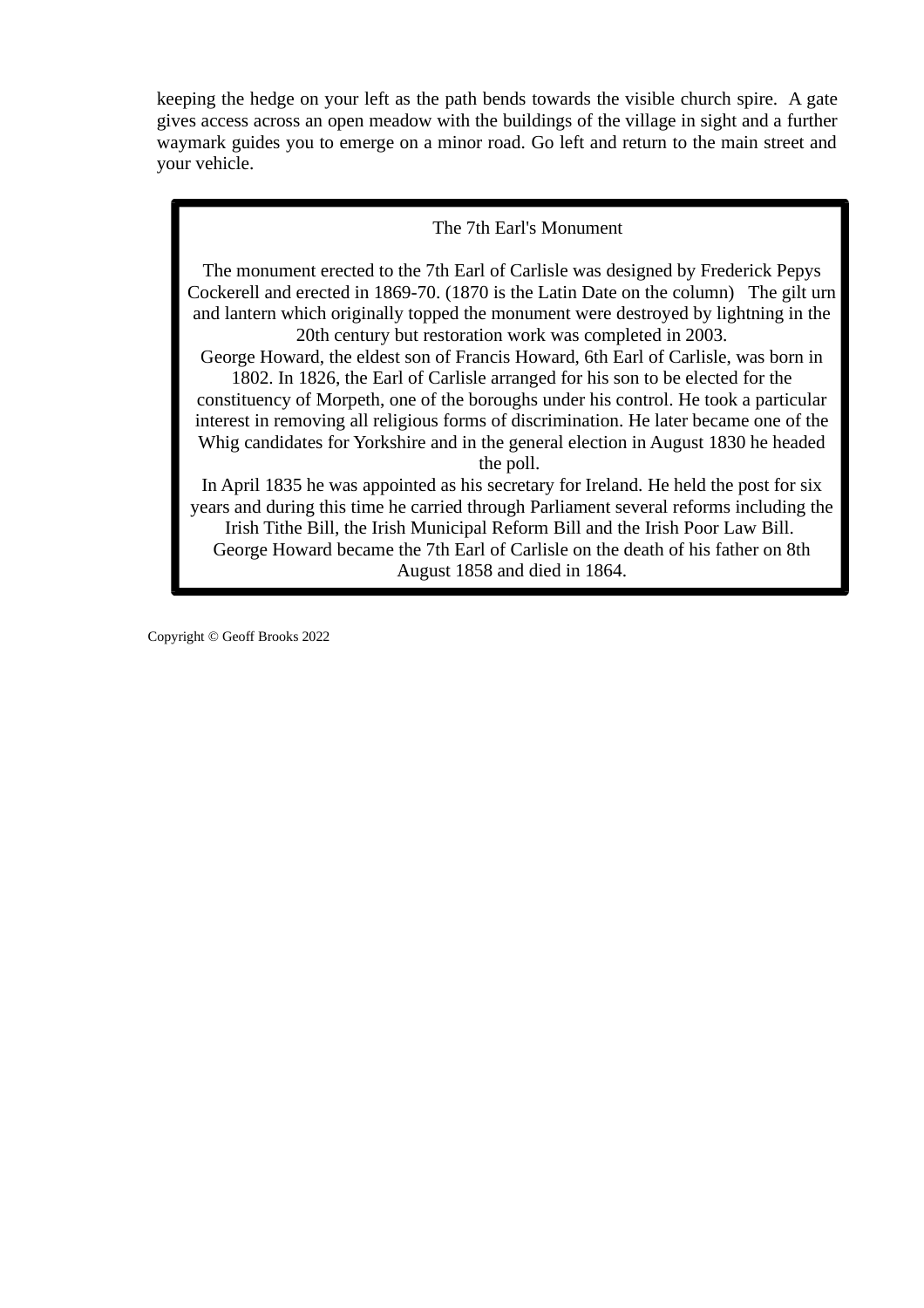keeping the hedge on your left as the path bends towards the visible church spire. A gate gives access across an open meadow with the buildings of the village in sight and a further waymark guides you to emerge on a minor road. Go left and return to the main street and your vehicle.

### The 7th Earl's Monument

The monument erected to the 7th Earl of Carlisle was designed by Frederick Pepys Cockerell and erected in 1869-70. (1870 is the Latin Date on the column) The gilt urn and lantern which originally topped the monument were destroyed by lightning in the 20th century but restoration work was completed in 2003.

George Howard, the eldest son of Francis Howard, 6th Earl of Carlisle, was born in 1802. In 1826, the Earl of Carlisle arranged for his son to be elected for the constituency of Morpeth, one of the boroughs under his control. He took a particular interest in removing all religious forms of discrimination. He later became one of the Whig candidates for Yorkshire and in the general election in August 1830 he headed the poll.

In April 1835 he was appointed as his secretary for Ireland. He held the post for six years and during this time he carried through Parliament several reforms including the Irish Tithe Bill, the Irish Municipal Reform Bill and the Irish Poor Law Bill.

George Howard became the 7th Earl of Carlisle on the death of his father on 8th August 1858 and died in 1864.

Copyright © Geoff Brooks 2022